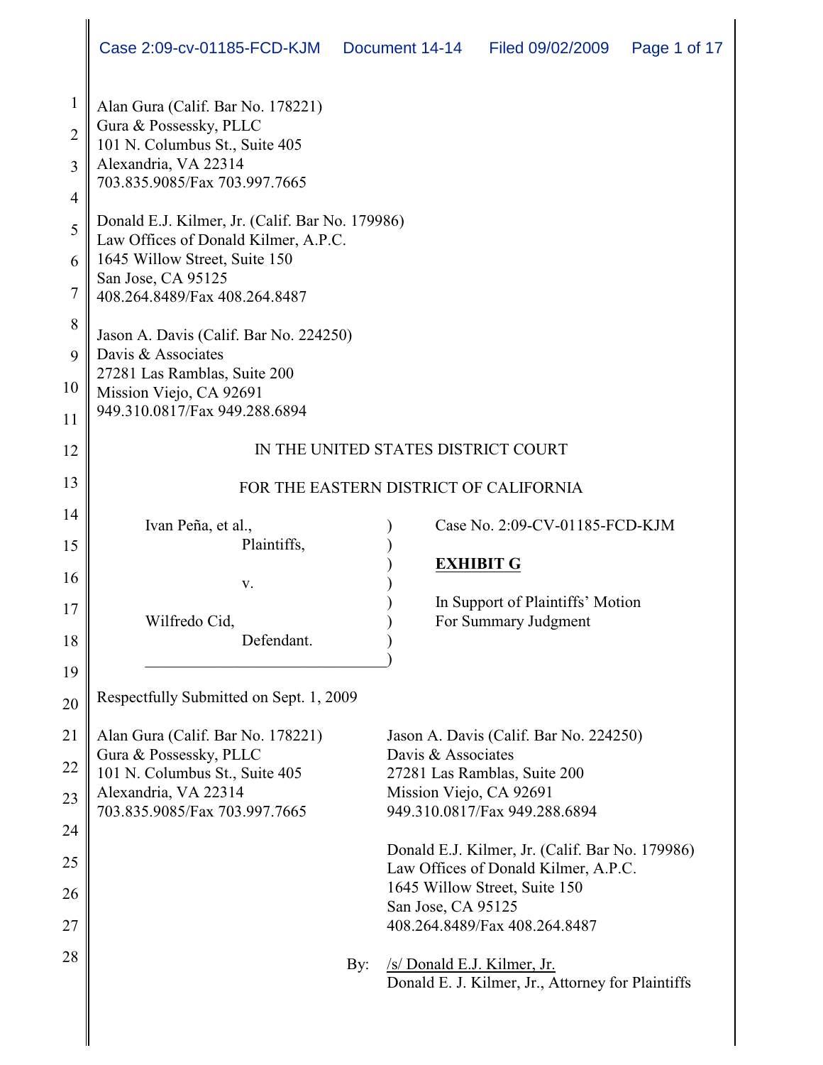Alan Gura (Calif. Bar No. 178221)
Gura & Possessky, PLLC
101 N. Columbus St., Suite 405
Alexandria, VA 22314
703.835.9085/Fax 703.997.7665

Donald E.J. Kilmer, Jr. (Calif. Bar No. 179986)
Law Offices of Donald Kilmer, A.P.C.
1645 Willow Street, Suite 150
San Jose, CA 95125
408.264.8489/Fax 408.264.8487

Jason A. Davis (Calif. Bar No. 224250)
Davis & Associates
27281 Las Ramblas, Suite 200
Mission Viejo, CA 92691
949.310.0817/Fax 949.288.6894

IN THE UNITED STATES DISTRICT COURT

FOR THE EASTERN DISTRICT OF CALIFORNIA

| | |
|---|---|
| Ivan Peña, et al.,<br>Plaintiffs,<br><br>v.<br><br>Wilfredo Cid,<br>Defendant. | Case No. 2:09-CV-01185-FCD-KJM<br><br>**EXHIBIT G**<br><br>In Support of Plaintiffs' Motion For Summary Judgment |

Respectfully Submitted on Sept. 1, 2009

Alan Gura (Calif. Bar No. 178221)
Gura & Possessky, PLLC
101 N. Columbus St., Suite 405
Alexandria, VA 22314
703.835.9085/Fax 703.997.7665

Jason A. Davis (Calif. Bar No. 224250)
Davis & Associates
27281 Las Ramblas, Suite 200
Mission Viejo, CA 92691
949.310.0817/Fax 949.288.6894

Donald E.J. Kilmer, Jr. (Calif. Bar No. 179986)
Law Offices of Donald Kilmer, A.P.C.
1645 Willow Street, Suite 150
San Jose, CA 95125
408.264.8489/Fax 408.264.8487

By: /s/ Donald E.J. Kilmer, Jr.
Donald E. J. Kilmer, Jr., Attorney for Plaintiffs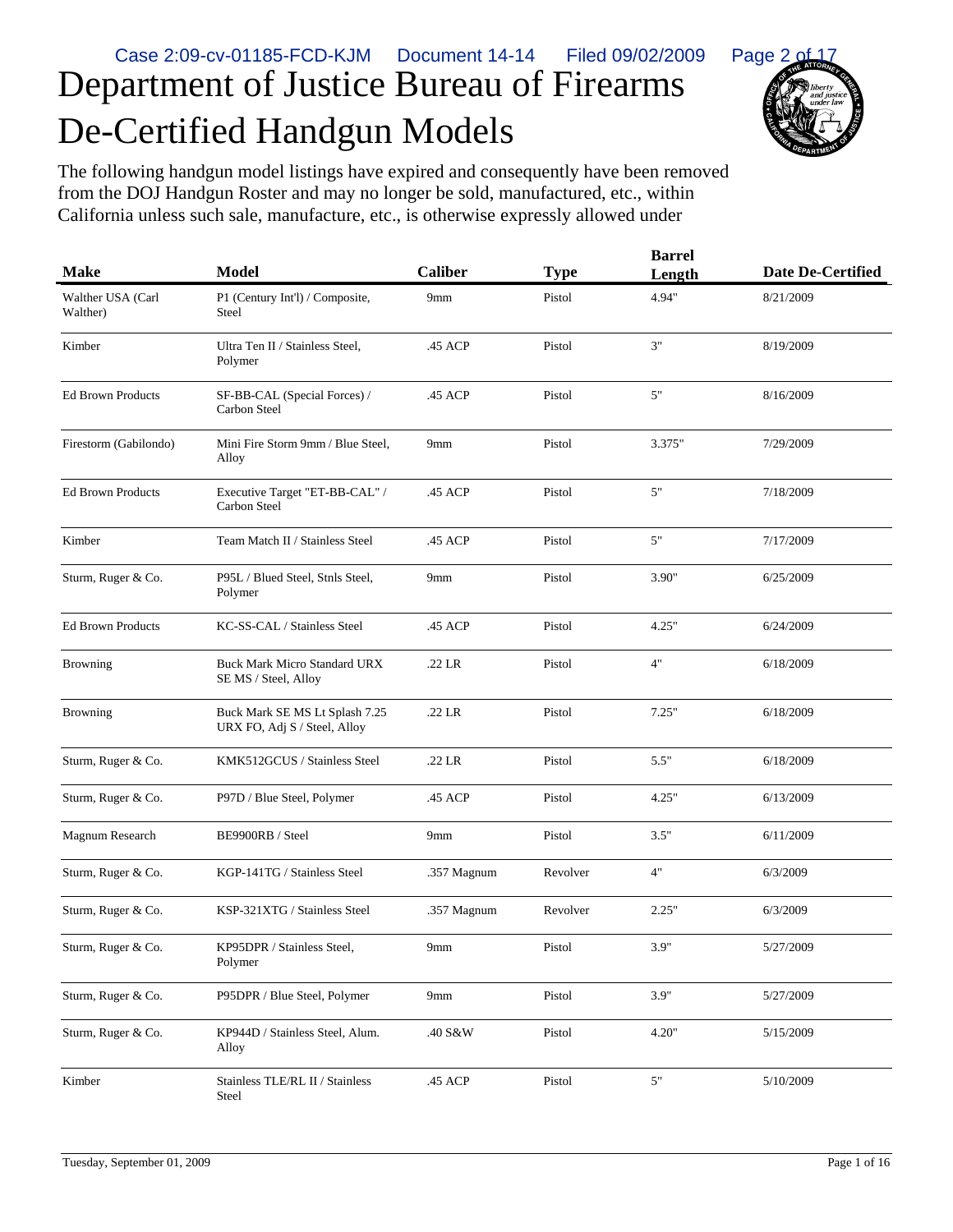# Department of Justice Bureau of Firearms De-Certified Handgun Models

The following handgun model listings have expired and consequently have been removed from the DOJ Handgun Roster and may no longer be sold, manufactured, etc., within California unless such sale, manufacture, etc., is otherwise expressly allowed under

| Make | Model | Caliber | Type | Barrel Length | Date De-Certified |
|---|---|---|---|---|---|
| Walther USA (Carl Walther) | P1 (Century Int'l) / Composite, Steel | 9mm | Pistol | 4.94" | 8/21/2009 |
| Kimber | Ultra Ten II / Stainless Steel, Polymer | .45 ACP | Pistol | 3" | 8/19/2009 |
| Ed Brown Products | SF-BB-CAL (Special Forces) / Carbon Steel | .45 ACP | Pistol | 5" | 8/16/2009 |
| Firestorm (Gabilondo) | Mini Fire Storm 9mm / Blue Steel, Alloy | 9mm | Pistol | 3.375" | 7/29/2009 |
| Ed Brown Products | Executive Target "ET-BB-CAL" / Carbon Steel | .45 ACP | Pistol | 5" | 7/18/2009 |
| Kimber | Team Match II / Stainless Steel | .45 ACP | Pistol | 5" | 7/17/2009 |
| Sturm, Ruger & Co. | P95L / Blued Steel, Stnls Steel, Polymer | 9mm | Pistol | 3.90" | 6/25/2009 |
| Ed Brown Products | KC-SS-CAL / Stainless Steel | .45 ACP | Pistol | 4.25" | 6/24/2009 |
| Browning | Buck Mark Micro Standard URX SE MS / Steel, Alloy | .22 LR | Pistol | 4" | 6/18/2009 |
| Browning | Buck Mark SE MS Lt Splash 7.25 URX FO, Adj S / Steel, Alloy | .22 LR | Pistol | 7.25" | 6/18/2009 |
| Sturm, Ruger & Co. | KMK512GCUS / Stainless Steel | .22 LR | Pistol | 5.5" | 6/18/2009 |
| Sturm, Ruger & Co. | P97D / Blue Steel, Polymer | .45 ACP | Pistol | 4.25" | 6/13/2009 |
| Magnum Research | BE9900RB / Steel | 9mm | Pistol | 3.5" | 6/11/2009 |
| Sturm, Ruger & Co. | KGP-141TG / Stainless Steel | .357 Magnum | Revolver | 4" | 6/3/2009 |
| Sturm, Ruger & Co. | KSP-321XTG / Stainless Steel | .357 Magnum | Revolver | 2.25" | 6/3/2009 |
| Sturm, Ruger & Co. | KP95DPR / Stainless Steel, Polymer | 9mm | Pistol | 3.9" | 5/27/2009 |
| Sturm, Ruger & Co. | P95DPR / Blue Steel, Polymer | 9mm | Pistol | 3.9" | 5/27/2009 |
| Sturm, Ruger & Co. | KP944D / Stainless Steel, Alum. Alloy | .40 S&W | Pistol | 4.20" | 5/15/2009 |
| Kimber | Stainless TLE/RL II / Stainless Steel | .45 ACP | Pistol | 5" | 5/10/2009 |

Tuesday, September 01, 2009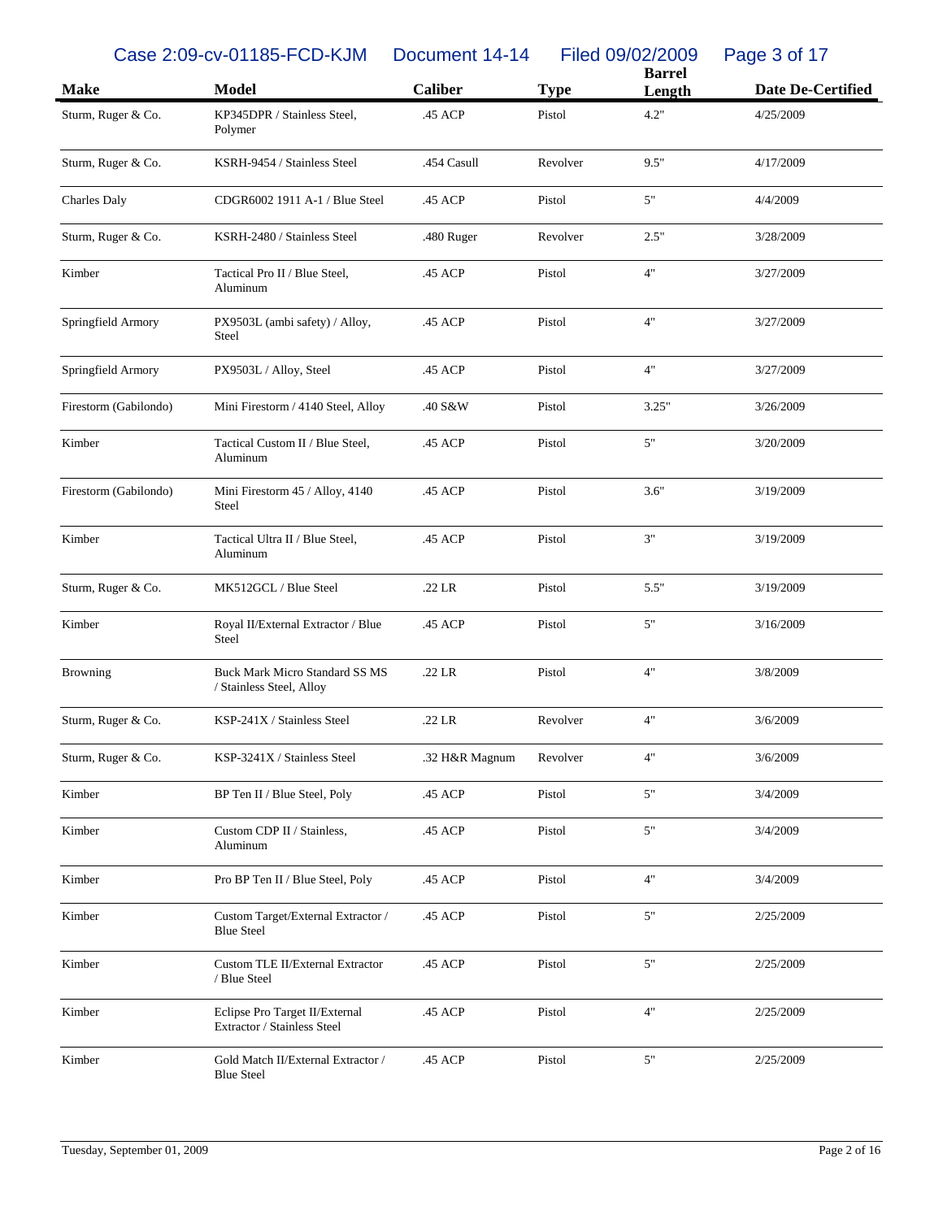| Make | Model | Caliber | Type | Barrel Length | Date De-Certified |
|---|---|---|---|---|---|
| Sturm, Ruger & Co. | KP345DPR / Stainless Steel, Polymer | .45 ACP | Pistol | 4.2" | 4/25/2009 |
| Sturm, Ruger & Co. | KSRH-9454 / Stainless Steel | .454 Casull | Revolver | 9.5" | 4/17/2009 |
| Charles Daly | CDGR6002 1911 A-1 / Blue Steel | .45 ACP | Pistol | 5" | 4/4/2009 |
| Sturm, Ruger & Co. | KSRH-2480 / Stainless Steel | .480 Ruger | Revolver | 2.5" | 3/28/2009 |
| Kimber | Tactical Pro II / Blue Steel, Aluminum | .45 ACP | Pistol | 4" | 3/27/2009 |
| Springfield Armory | PX9503L (ambi safety) / Alloy, Steel | .45 ACP | Pistol | 4" | 3/27/2009 |
| Springfield Armory | PX9503L / Alloy, Steel | .45 ACP | Pistol | 4" | 3/27/2009 |
| Firestorm (Gabilondo) | Mini Firestorm / 4140 Steel, Alloy | .40 S&W | Pistol | 3.25" | 3/26/2009 |
| Kimber | Tactical Custom II / Blue Steel, Aluminum | .45 ACP | Pistol | 5" | 3/20/2009 |
| Firestorm (Gabilondo) | Mini Firestorm 45 / Alloy, 4140 Steel | .45 ACP | Pistol | 3.6" | 3/19/2009 |
| Kimber | Tactical Ultra II / Blue Steel, Aluminum | .45 ACP | Pistol | 3" | 3/19/2009 |
| Sturm, Ruger & Co. | MK512GCL / Blue Steel | .22 LR | Pistol | 5.5" | 3/19/2009 |
| Kimber | Royal II/External Extractor / Blue Steel | .45 ACP | Pistol | 5" | 3/16/2009 |
| Browning | Buck Mark Micro Standard SS MS / Stainless Steel, Alloy | .22 LR | Pistol | 4" | 3/8/2009 |
| Sturm, Ruger & Co. | KSP-241X / Stainless Steel | .22 LR | Revolver | 4" | 3/6/2009 |
| Sturm, Ruger & Co. | KSP-3241X / Stainless Steel | .32 H&R Magnum | Revolver | 4" | 3/6/2009 |
| Kimber | BP Ten II / Blue Steel, Poly | .45 ACP | Pistol | 5" | 3/4/2009 |
| Kimber | Custom CDP II / Stainless, Aluminum | .45 ACP | Pistol | 5" | 3/4/2009 |
| Kimber | Pro BP Ten II / Blue Steel, Poly | .45 ACP | Pistol | 4" | 3/4/2009 |
| Kimber | Custom Target/External Extractor / Blue Steel | .45 ACP | Pistol | 5" | 2/25/2009 |
| Kimber | Custom TLE II/External Extractor / Blue Steel | .45 ACP | Pistol | 5" | 2/25/2009 |
| Kimber | Eclipse Pro Target II/External Extractor / Stainless Steel | .45 ACP | Pistol | 4" | 2/25/2009 |
| Kimber | Gold Match II/External Extractor / Blue Steel | .45 ACP | Pistol | 5" | 2/25/2009 |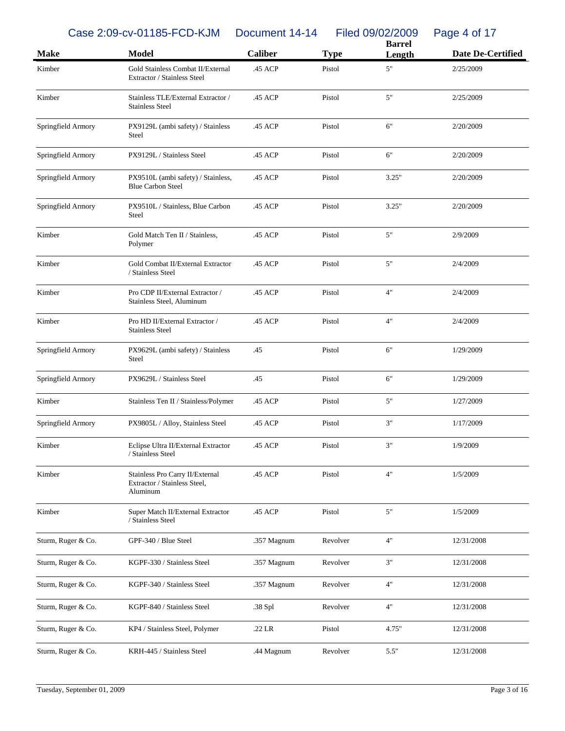| Make | Model | Caliber | Type | Barrel Length | Date De-Certified |
|---|---|---|---|---|---|
| Kimber | Gold Stainless Combat II/External Extractor / Stainless Steel | .45 ACP | Pistol | 5" | 2/25/2009 |
| Kimber | Stainless TLE/External Extractor / Stainless Steel | .45 ACP | Pistol | 5" | 2/25/2009 |
| Springfield Armory | PX9129L (ambi safety) / Stainless Steel | .45 ACP | Pistol | 6" | 2/20/2009 |
| Springfield Armory | PX9129L / Stainless Steel | .45 ACP | Pistol | 6" | 2/20/2009 |
| Springfield Armory | PX9510L (ambi safety) / Stainless, Blue Carbon Steel | .45 ACP | Pistol | 3.25" | 2/20/2009 |
| Springfield Armory | PX9510L / Stainless, Blue Carbon Steel | .45 ACP | Pistol | 3.25" | 2/20/2009 |
| Kimber | Gold Match Ten II / Stainless, Polymer | .45 ACP | Pistol | 5" | 2/9/2009 |
| Kimber | Gold Combat II/External Extractor / Stainless Steel | .45 ACP | Pistol | 5" | 2/4/2009 |
| Kimber | Pro CDP II/External Extractor / Stainless Steel, Aluminum | .45 ACP | Pistol | 4" | 2/4/2009 |
| Kimber | Pro HD II/External Extractor / Stainless Steel | .45 ACP | Pistol | 4" | 2/4/2009 |
| Springfield Armory | PX9629L (ambi safety) / Stainless Steel | .45 | Pistol | 6" | 1/29/2009 |
| Springfield Armory | PX9629L / Stainless Steel | .45 | Pistol | 6" | 1/29/2009 |
| Kimber | Stainless Ten II / Stainless/Polymer | .45 ACP | Pistol | 5" | 1/27/2009 |
| Springfield Armory | PX9805L / Alloy, Stainless Steel | .45 ACP | Pistol | 3" | 1/17/2009 |
| Kimber | Eclipse Ultra II/External Extractor / Stainless Steel | .45 ACP | Pistol | 3" | 1/9/2009 |
| Kimber | Stainless Pro Carry II/External Extractor / Stainless Steel, Aluminum | .45 ACP | Pistol | 4" | 1/5/2009 |
| Kimber | Super Match II/External Extractor / Stainless Steel | .45 ACP | Pistol | 5" | 1/5/2009 |
| Sturm, Ruger & Co. | GPF-340 / Blue Steel | .357 Magnum | Revolver | 4" | 12/31/2008 |
| Sturm, Ruger & Co. | KGPF-330 / Stainless Steel | .357 Magnum | Revolver | 3" | 12/31/2008 |
| Sturm, Ruger & Co. | KGPF-340 / Stainless Steel | .357 Magnum | Revolver | 4" | 12/31/2008 |
| Sturm, Ruger & Co. | KGPF-840 / Stainless Steel | .38 Spl | Revolver | 4" | 12/31/2008 |
| Sturm, Ruger & Co. | KP4 / Stainless Steel, Polymer | .22 LR | Pistol | 4.75" | 12/31/2008 |
| Sturm, Ruger & Co. | KRH-445 / Stainless Steel | .44 Magnum | Revolver | 5.5" | 12/31/2008 |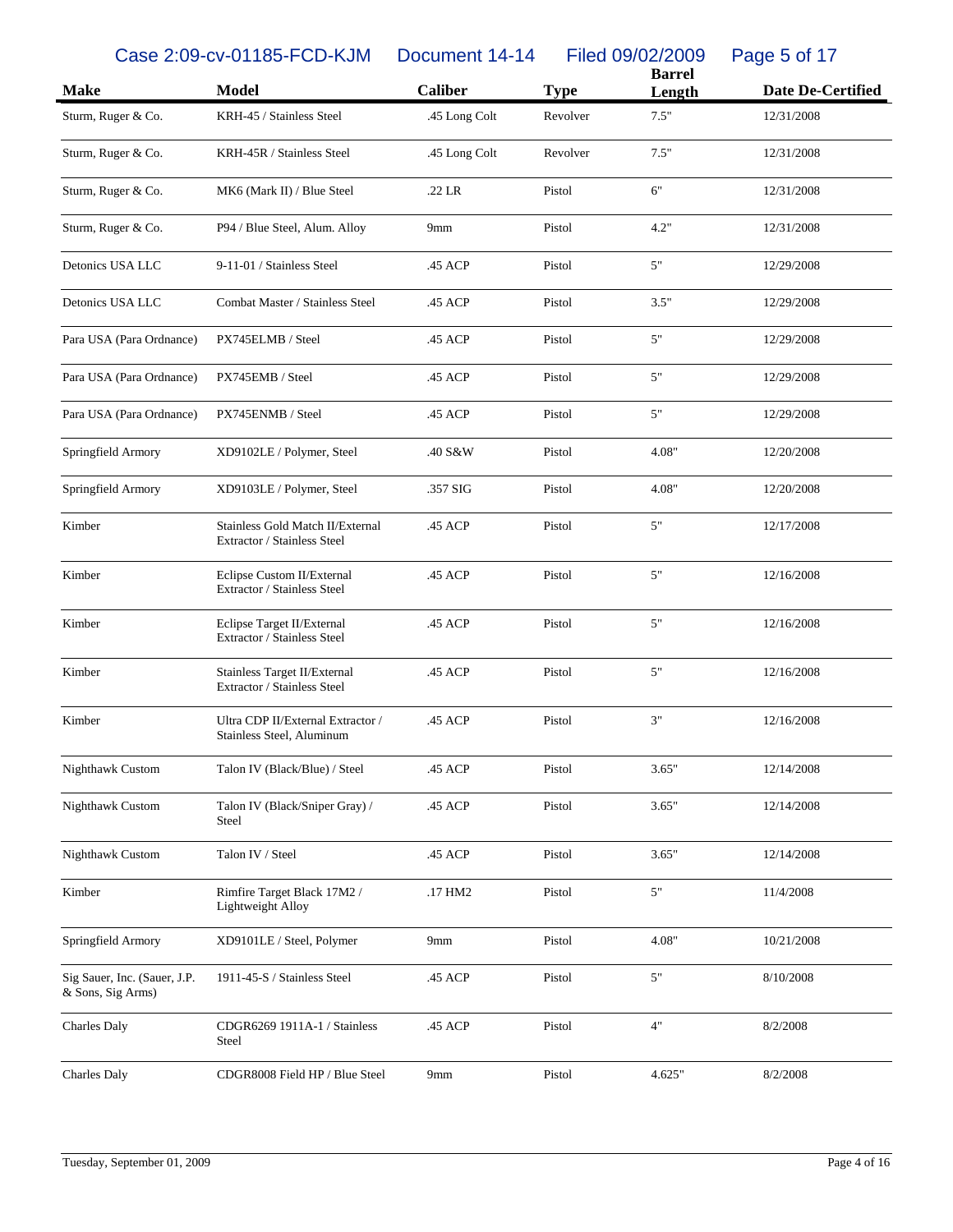| Make | Model | Caliber | Type | Barrel Length | Date De-Certified |
|---|---|---|---|---|---|
| Sturm, Ruger & Co. | KRH-45 / Stainless Steel | .45 Long Colt | Revolver | 7.5" | 12/31/2008 |
| Sturm, Ruger & Co. | KRH-45R / Stainless Steel | .45 Long Colt | Revolver | 7.5" | 12/31/2008 |
| Sturm, Ruger & Co. | MK6 (Mark II) / Blue Steel | .22 LR | Pistol | 6" | 12/31/2008 |
| Sturm, Ruger & Co. | P94 / Blue Steel, Alum. Alloy | 9mm | Pistol | 4.2" | 12/31/2008 |
| Detonics USA LLC | 9-11-01 / Stainless Steel | .45 ACP | Pistol | 5" | 12/29/2008 |
| Detonics USA LLC | Combat Master / Stainless Steel | .45 ACP | Pistol | 3.5" | 12/29/2008 |
| Para USA (Para Ordnance) | PX745ELMB / Steel | .45 ACP | Pistol | 5" | 12/29/2008 |
| Para USA (Para Ordnance) | PX745EMB / Steel | .45 ACP | Pistol | 5" | 12/29/2008 |
| Para USA (Para Ordnance) | PX745ENMB / Steel | .45 ACP | Pistol | 5" | 12/29/2008 |
| Springfield Armory | XD9102LE / Polymer, Steel | .40 S&W | Pistol | 4.08" | 12/20/2008 |
| Springfield Armory | XD9103LE / Polymer, Steel | .357 SIG | Pistol | 4.08" | 12/20/2008 |
| Kimber | Stainless Gold Match II/External Extractor / Stainless Steel | .45 ACP | Pistol | 5" | 12/17/2008 |
| Kimber | Eclipse Custom II/External Extractor / Stainless Steel | .45 ACP | Pistol | 5" | 12/16/2008 |
| Kimber | Eclipse Target II/External Extractor / Stainless Steel | .45 ACP | Pistol | 5" | 12/16/2008 |
| Kimber | Stainless Target II/External Extractor / Stainless Steel | .45 ACP | Pistol | 5" | 12/16/2008 |
| Kimber | Ultra CDP II/External Extractor / Stainless Steel, Aluminum | .45 ACP | Pistol | 3" | 12/16/2008 |
| Nighthawk Custom | Talon IV (Black/Blue) / Steel | .45 ACP | Pistol | 3.65" | 12/14/2008 |
| Nighthawk Custom | Talon IV (Black/Sniper Gray) / Steel | .45 ACP | Pistol | 3.65" | 12/14/2008 |
| Nighthawk Custom | Talon IV / Steel | .45 ACP | Pistol | 3.65" | 12/14/2008 |
| Kimber | Rimfire Target Black 17M2 / Lightweight Alloy | .17 HM2 | Pistol | 5" | 11/4/2008 |
| Springfield Armory | XD9101LE / Steel, Polymer | 9mm | Pistol | 4.08" | 10/21/2008 |
| Sig Sauer, Inc. (Sauer, J.P. & Sons, Sig Arms) | 1911-45-S / Stainless Steel | .45 ACP | Pistol | 5" | 8/10/2008 |
| Charles Daly | CDGR6269 1911A-1 / Stainless Steel | .45 ACP | Pistol | 4" | 8/2/2008 |
| Charles Daly | CDGR8008 Field HP / Blue Steel | 9mm | Pistol | 4.625" | 8/2/2008 |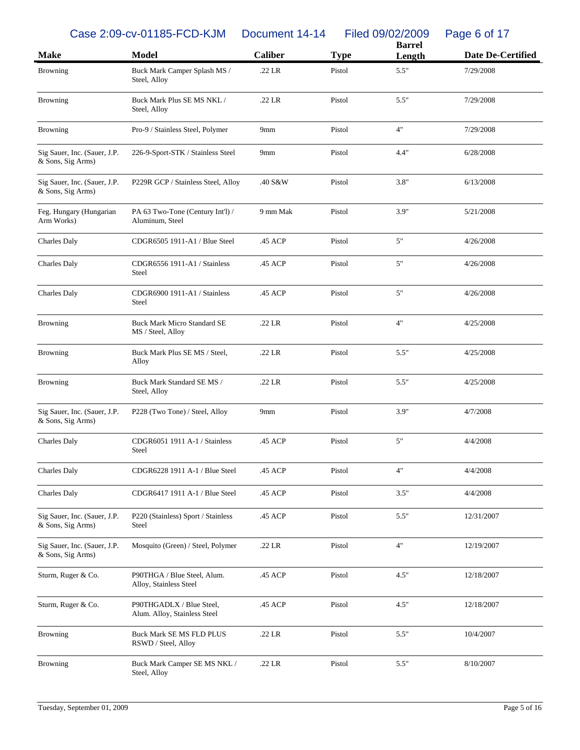| Make | Model | Caliber | Type | Barrel Length | Date De-Certified |
|---|---|---|---|---|---|
| Browning | Buck Mark Camper Splash MS / Steel, Alloy | .22 LR | Pistol | 5.5" | 7/29/2008 |
| Browning | Buck Mark Plus SE MS NKL / Steel, Alloy | .22 LR | Pistol | 5.5" | 7/29/2008 |
| Browning | Pro-9 / Stainless Steel, Polymer | 9mm | Pistol | 4" | 7/29/2008 |
| Sig Sauer, Inc. (Sauer, J.P. & Sons, Sig Arms) | 226-9-Sport-STK / Stainless Steel | 9mm | Pistol | 4.4" | 6/28/2008 |
| Sig Sauer, Inc. (Sauer, J.P. & Sons, Sig Arms) | P229R GCP / Stainless Steel, Alloy | .40 S&W | Pistol | 3.8" | 6/13/2008 |
| Feg. Hungary (Hungarian Arm Works) | PA 63 Two-Tone (Century Int'l) / Aluminum, Steel | 9 mm Mak | Pistol | 3.9" | 5/21/2008 |
| Charles Daly | CDGR6505 1911-A1 / Blue Steel | .45 ACP | Pistol | 5" | 4/26/2008 |
| Charles Daly | CDGR6556 1911-A1 / Stainless Steel | .45 ACP | Pistol | 5" | 4/26/2008 |
| Charles Daly | CDGR6900 1911-A1 / Stainless Steel | .45 ACP | Pistol | 5" | 4/26/2008 |
| Browning | Buck Mark Micro Standard SE MS / Steel, Alloy | .22 LR | Pistol | 4" | 4/25/2008 |
| Browning | Buck Mark Plus SE MS / Steel, Alloy | .22 LR | Pistol | 5.5" | 4/25/2008 |
| Browning | Buck Mark Standard SE MS / Steel, Alloy | .22 LR | Pistol | 5.5" | 4/25/2008 |
| Sig Sauer, Inc. (Sauer, J.P. & Sons, Sig Arms) | P228 (Two Tone) / Steel, Alloy | 9mm | Pistol | 3.9" | 4/7/2008 |
| Charles Daly | CDGR6051 1911 A-1 / Stainless Steel | .45 ACP | Pistol | 5" | 4/4/2008 |
| Charles Daly | CDGR6228 1911 A-1 / Blue Steel | .45 ACP | Pistol | 4" | 4/4/2008 |
| Charles Daly | CDGR6417 1911 A-1 / Blue Steel | .45 ACP | Pistol | 3.5" | 4/4/2008 |
| Sig Sauer, Inc. (Sauer, J.P. & Sons, Sig Arms) | P220 (Stainless) Sport / Stainless Steel | .45 ACP | Pistol | 5.5" | 12/31/2007 |
| Sig Sauer, Inc. (Sauer, J.P. & Sons, Sig Arms) | Mosquito (Green) / Steel, Polymer | .22 LR | Pistol | 4" | 12/19/2007 |
| Sturm, Ruger & Co. | P90THGA / Blue Steel, Alum. Alloy, Stainless Steel | .45 ACP | Pistol | 4.5" | 12/18/2007 |
| Sturm, Ruger & Co. | P90THGADLX / Blue Steel, Alum. Alloy, Stainless Steel | .45 ACP | Pistol | 4.5" | 12/18/2007 |
| Browning | Buck Mark SE MS FLD PLUS RSWD / Steel, Alloy | .22 LR | Pistol | 5.5" | 10/4/2007 |
| Browning | Buck Mark Camper SE MS NKL / Steel, Alloy | .22 LR | Pistol | 5.5" | 8/10/2007 |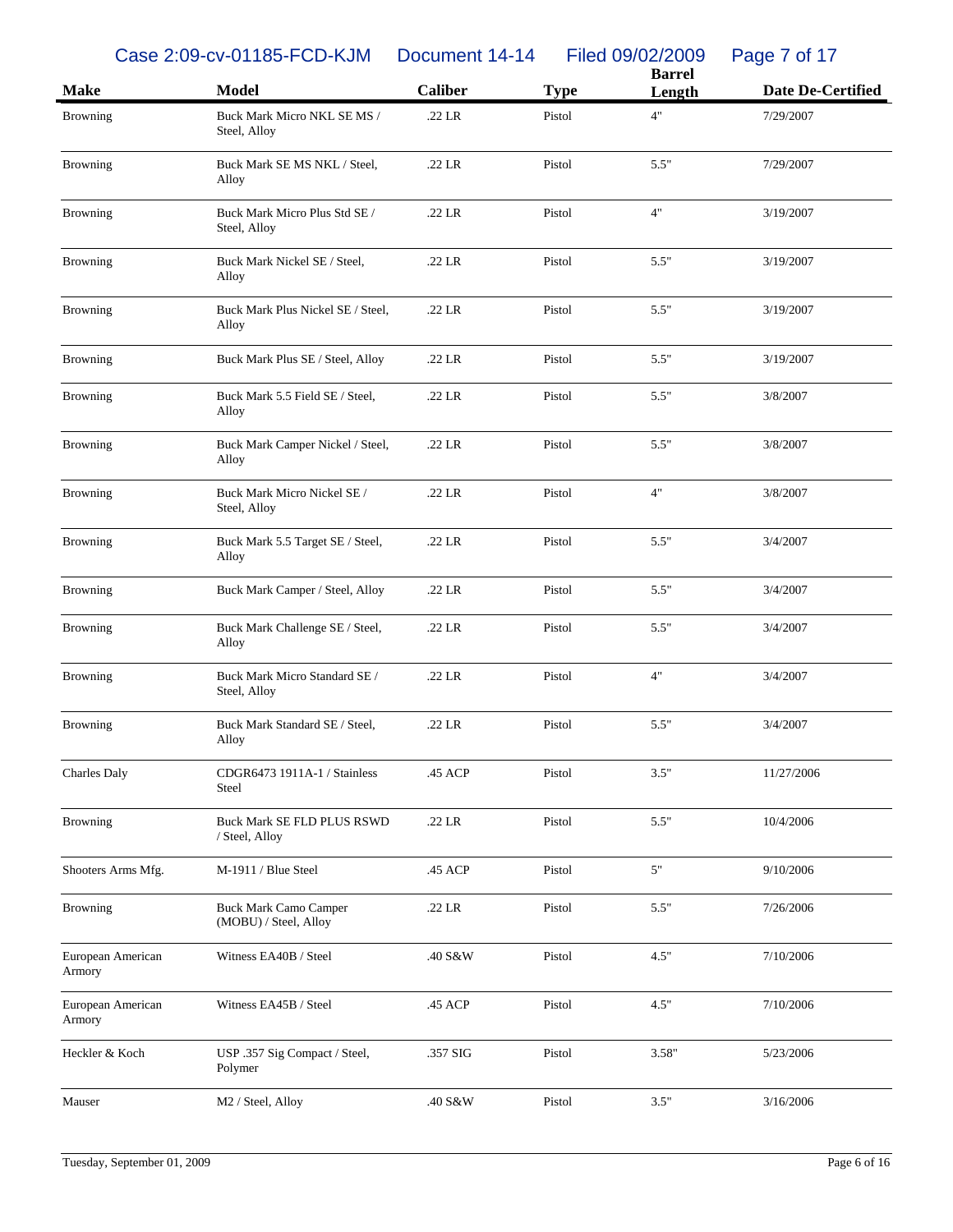| Make | Model | Caliber | Type | Barrel Length | Date De-Certified |
|---|---|---|---|---|---|
| Browning | Buck Mark Micro NKL SE MS / Steel, Alloy | .22 LR | Pistol | 4" | 7/29/2007 |
| Browning | Buck Mark SE MS NKL / Steel, Alloy | .22 LR | Pistol | 5.5" | 7/29/2007 |
| Browning | Buck Mark Micro Plus Std SE / Steel, Alloy | .22 LR | Pistol | 4" | 3/19/2007 |
| Browning | Buck Mark Nickel SE / Steel, Alloy | .22 LR | Pistol | 5.5" | 3/19/2007 |
| Browning | Buck Mark Plus Nickel SE / Steel, Alloy | .22 LR | Pistol | 5.5" | 3/19/2007 |
| Browning | Buck Mark Plus SE / Steel, Alloy | .22 LR | Pistol | 5.5" | 3/19/2007 |
| Browning | Buck Mark 5.5 Field SE / Steel, Alloy | .22 LR | Pistol | 5.5" | 3/8/2007 |
| Browning | Buck Mark Camper Nickel / Steel, Alloy | .22 LR | Pistol | 5.5" | 3/8/2007 |
| Browning | Buck Mark Micro Nickel SE / Steel, Alloy | .22 LR | Pistol | 4" | 3/8/2007 |
| Browning | Buck Mark 5.5 Target SE / Steel, Alloy | .22 LR | Pistol | 5.5" | 3/4/2007 |
| Browning | Buck Mark Camper / Steel, Alloy | .22 LR | Pistol | 5.5" | 3/4/2007 |
| Browning | Buck Mark Challenge SE / Steel, Alloy | .22 LR | Pistol | 5.5" | 3/4/2007 |
| Browning | Buck Mark Micro Standard SE / Steel, Alloy | .22 LR | Pistol | 4" | 3/4/2007 |
| Browning | Buck Mark Standard SE / Steel, Alloy | .22 LR | Pistol | 5.5" | 3/4/2007 |
| Charles Daly | CDGR6473 1911A-1 / Stainless Steel | .45 ACP | Pistol | 3.5" | 11/27/2006 |
| Browning | Buck Mark SE FLD PLUS RSWD / Steel, Alloy | .22 LR | Pistol | 5.5" | 10/4/2006 |
| Shooters Arms Mfg. | M-1911 / Blue Steel | .45 ACP | Pistol | 5" | 9/10/2006 |
| Browning | Buck Mark Camo Camper (MOBU) / Steel, Alloy | .22 LR | Pistol | 5.5" | 7/26/2006 |
| European American Armory | Witness EA40B / Steel | .40 S&W | Pistol | 4.5" | 7/10/2006 |
| European American Armory | Witness EA45B / Steel | .45 ACP | Pistol | 4.5" | 7/10/2006 |
| Heckler & Koch | USP .357 Sig Compact / Steel, Polymer | .357 SIG | Pistol | 3.58" | 5/23/2006 |
| Mauser | M2 / Steel, Alloy | .40 S&W | Pistol | 3.5" | 3/16/2006 |

Tuesday, September 01, 2009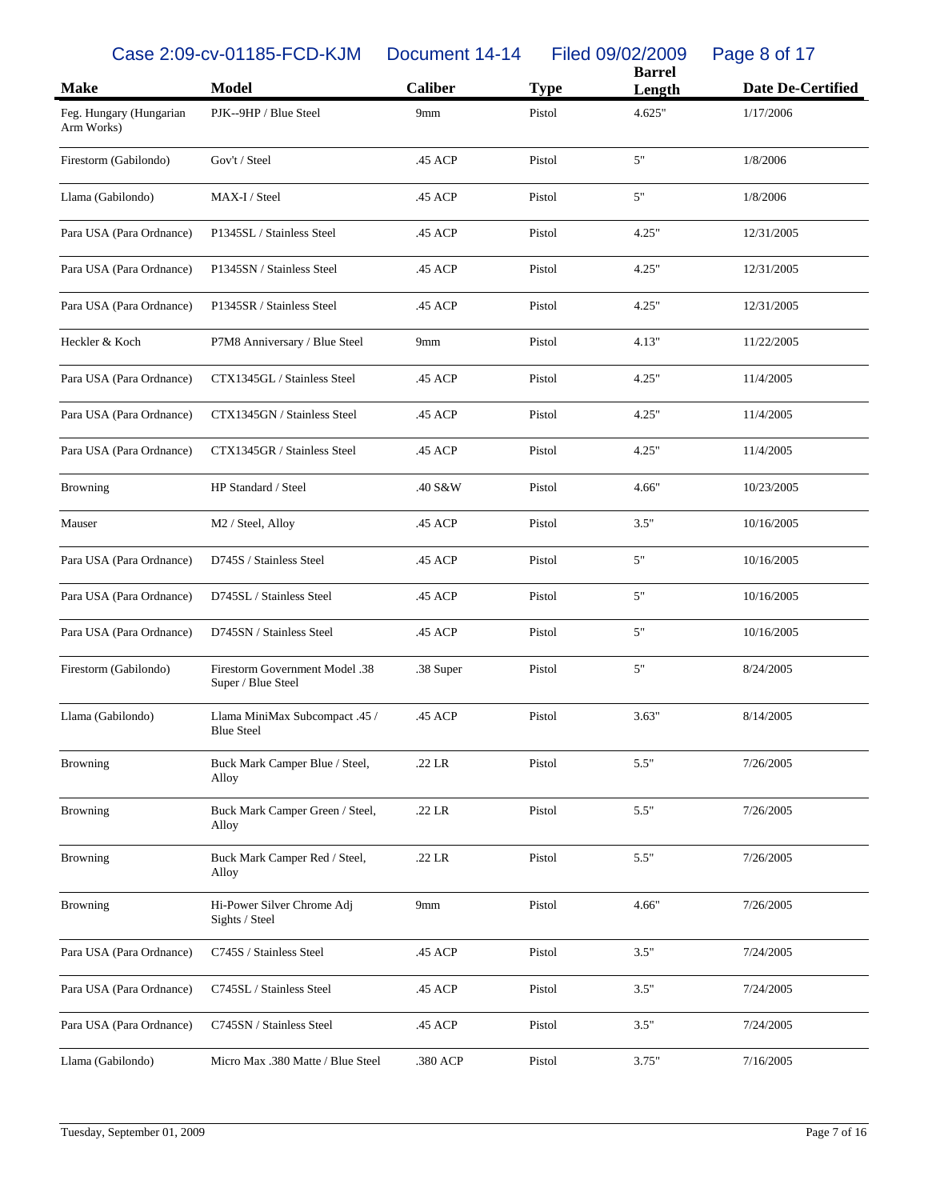| Make | Model | Caliber | Type | Barrel Length | Date De-Certified |
|---|---|---|---|---|---|
| Feg. Hungary (Hungarian Arm Works) | PJK--9HP / Blue Steel | 9mm | Pistol | 4.625" | 1/17/2006 |
| Firestorm (Gabilondo) | Gov't / Steel | .45 ACP | Pistol | 5" | 1/8/2006 |
| Llama (Gabilondo) | MAX-I / Steel | .45 ACP | Pistol | 5" | 1/8/2006 |
| Para USA (Para Ordnance) | P1345SL / Stainless Steel | .45 ACP | Pistol | 4.25" | 12/31/2005 |
| Para USA (Para Ordnance) | P1345SN / Stainless Steel | .45 ACP | Pistol | 4.25" | 12/31/2005 |
| Para USA (Para Ordnance) | P1345SR / Stainless Steel | .45 ACP | Pistol | 4.25" | 12/31/2005 |
| Heckler & Koch | P7M8 Anniversary / Blue Steel | 9mm | Pistol | 4.13" | 11/22/2005 |
| Para USA (Para Ordnance) | CTX1345GL / Stainless Steel | .45 ACP | Pistol | 4.25" | 11/4/2005 |
| Para USA (Para Ordnance) | CTX1345GN / Stainless Steel | .45 ACP | Pistol | 4.25" | 11/4/2005 |
| Para USA (Para Ordnance) | CTX1345GR / Stainless Steel | .45 ACP | Pistol | 4.25" | 11/4/2005 |
| Browning | HP Standard / Steel | .40 S&W | Pistol | 4.66" | 10/23/2005 |
| Mauser | M2 / Steel, Alloy | .45 ACP | Pistol | 3.5" | 10/16/2005 |
| Para USA (Para Ordnance) | D745S / Stainless Steel | .45 ACP | Pistol | 5" | 10/16/2005 |
| Para USA (Para Ordnance) | D745SL / Stainless Steel | .45 ACP | Pistol | 5" | 10/16/2005 |
| Para USA (Para Ordnance) | D745SN / Stainless Steel | .45 ACP | Pistol | 5" | 10/16/2005 |
| Firestorm (Gabilondo) | Firestorm Government Model .38 Super / Blue Steel | .38 Super | Pistol | 5" | 8/24/2005 |
| Llama (Gabilondo) | Llama MiniMax Subcompact .45 / Blue Steel | .45 ACP | Pistol | 3.63" | 8/14/2005 |
| Browning | Buck Mark Camper Blue / Steel, Alloy | .22 LR | Pistol | 5.5" | 7/26/2005 |
| Browning | Buck Mark Camper Green / Steel, Alloy | .22 LR | Pistol | 5.5" | 7/26/2005 |
| Browning | Buck Mark Camper Red / Steel, Alloy | .22 LR | Pistol | 5.5" | 7/26/2005 |
| Browning | Hi-Power Silver Chrome Adj Sights / Steel | 9mm | Pistol | 4.66" | 7/26/2005 |
| Para USA (Para Ordnance) | C745S / Stainless Steel | .45 ACP | Pistol | 3.5" | 7/24/2005 |
| Para USA (Para Ordnance) | C745SL / Stainless Steel | .45 ACP | Pistol | 3.5" | 7/24/2005 |
| Para USA (Para Ordnance) | C745SN / Stainless Steel | .45 ACP | Pistol | 3.5" | 7/24/2005 |
| Llama (Gabilondo) | Micro Max .380 Matte / Blue Steel | .380 ACP | Pistol | 3.75" | 7/16/2005 |

Tuesday, September 01, 2009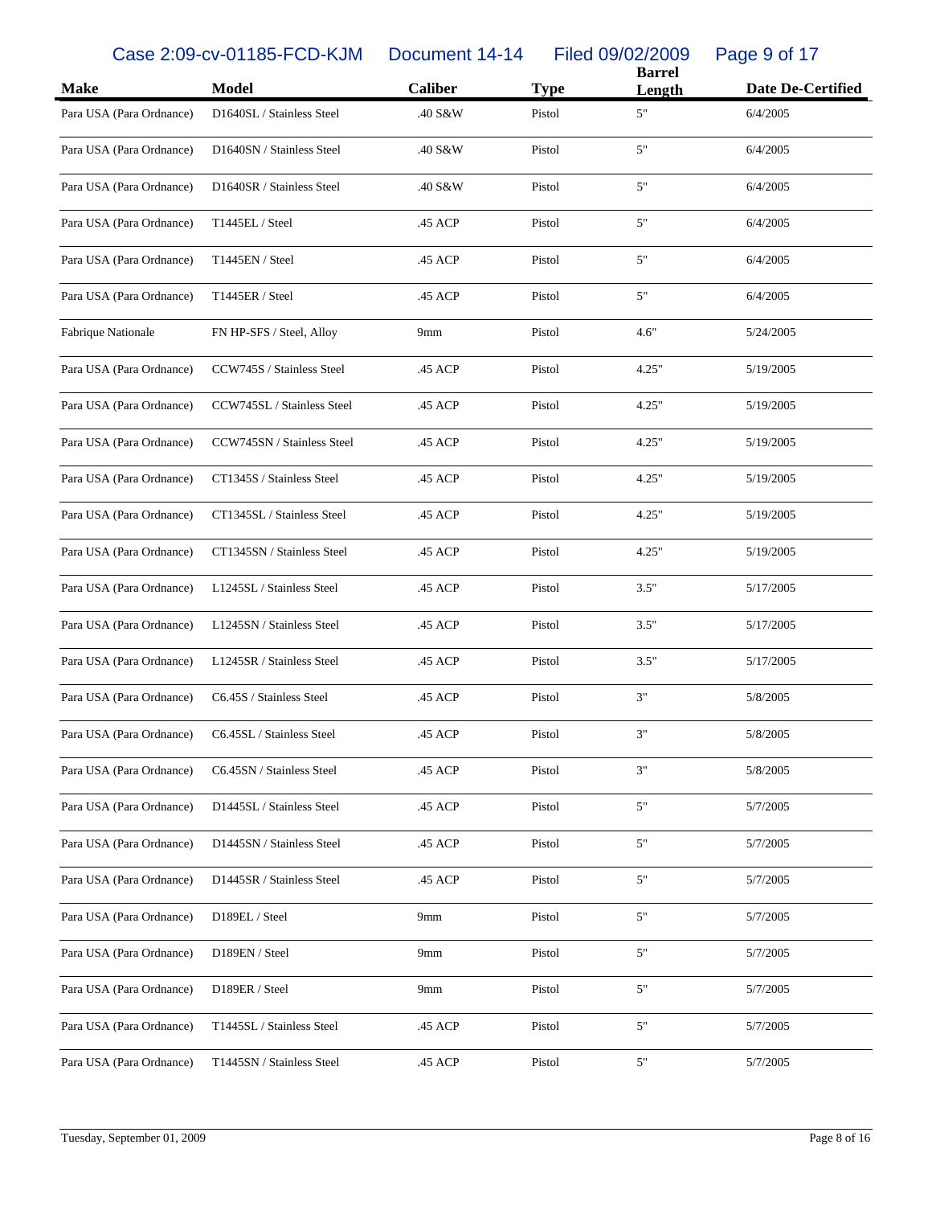| Make | Model | Caliber | Type | Barrel Length | Date De-Certified |
|---|---|---|---|---|---|
| Para USA (Para Ordnance) | D1640SL / Stainless Steel | .40 S&W | Pistol | 5" | 6/4/2005 |
| Para USA (Para Ordnance) | D1640SN / Stainless Steel | .40 S&W | Pistol | 5" | 6/4/2005 |
| Para USA (Para Ordnance) | D1640SR / Stainless Steel | .40 S&W | Pistol | 5" | 6/4/2005 |
| Para USA (Para Ordnance) | T1445EL / Steel | .45 ACP | Pistol | 5" | 6/4/2005 |
| Para USA (Para Ordnance) | T1445EN / Steel | .45 ACP | Pistol | 5" | 6/4/2005 |
| Para USA (Para Ordnance) | T1445ER / Steel | .45 ACP | Pistol | 5" | 6/4/2005 |
| Fabrique Nationale | FN HP-SFS / Steel, Alloy | 9mm | Pistol | 4.6" | 5/24/2005 |
| Para USA (Para Ordnance) | CCW745S / Stainless Steel | .45 ACP | Pistol | 4.25" | 5/19/2005 |
| Para USA (Para Ordnance) | CCW745SL / Stainless Steel | .45 ACP | Pistol | 4.25" | 5/19/2005 |
| Para USA (Para Ordnance) | CCW745SN / Stainless Steel | .45 ACP | Pistol | 4.25" | 5/19/2005 |
| Para USA (Para Ordnance) | CT1345S / Stainless Steel | .45 ACP | Pistol | 4.25" | 5/19/2005 |
| Para USA (Para Ordnance) | CT1345SL / Stainless Steel | .45 ACP | Pistol | 4.25" | 5/19/2005 |
| Para USA (Para Ordnance) | CT1345SN / Stainless Steel | .45 ACP | Pistol | 4.25" | 5/19/2005 |
| Para USA (Para Ordnance) | L1245SL / Stainless Steel | .45 ACP | Pistol | 3.5" | 5/17/2005 |
| Para USA (Para Ordnance) | L1245SN / Stainless Steel | .45 ACP | Pistol | 3.5" | 5/17/2005 |
| Para USA (Para Ordnance) | L1245SR / Stainless Steel | .45 ACP | Pistol | 3.5" | 5/17/2005 |
| Para USA (Para Ordnance) | C6.45S / Stainless Steel | .45 ACP | Pistol | 3" | 5/8/2005 |
| Para USA (Para Ordnance) | C6.45SL / Stainless Steel | .45 ACP | Pistol | 3" | 5/8/2005 |
| Para USA (Para Ordnance) | C6.45SN / Stainless Steel | .45 ACP | Pistol | 3" | 5/8/2005 |
| Para USA (Para Ordnance) | D1445SL / Stainless Steel | .45 ACP | Pistol | 5" | 5/7/2005 |
| Para USA (Para Ordnance) | D1445SN / Stainless Steel | .45 ACP | Pistol | 5" | 5/7/2005 |
| Para USA (Para Ordnance) | D1445SR / Stainless Steel | .45 ACP | Pistol | 5" | 5/7/2005 |
| Para USA (Para Ordnance) | D189EL / Steel | 9mm | Pistol | 5" | 5/7/2005 |
| Para USA (Para Ordnance) | D189EN / Steel | 9mm | Pistol | 5" | 5/7/2005 |
| Para USA (Para Ordnance) | D189ER / Steel | 9mm | Pistol | 5" | 5/7/2005 |
| Para USA (Para Ordnance) | T1445SL / Stainless Steel | .45 ACP | Pistol | 5" | 5/7/2005 |
| Para USA (Para Ordnance) | T1445SN / Stainless Steel | .45 ACP | Pistol | 5" | 5/7/2005 |

Tuesday, September 01, 2009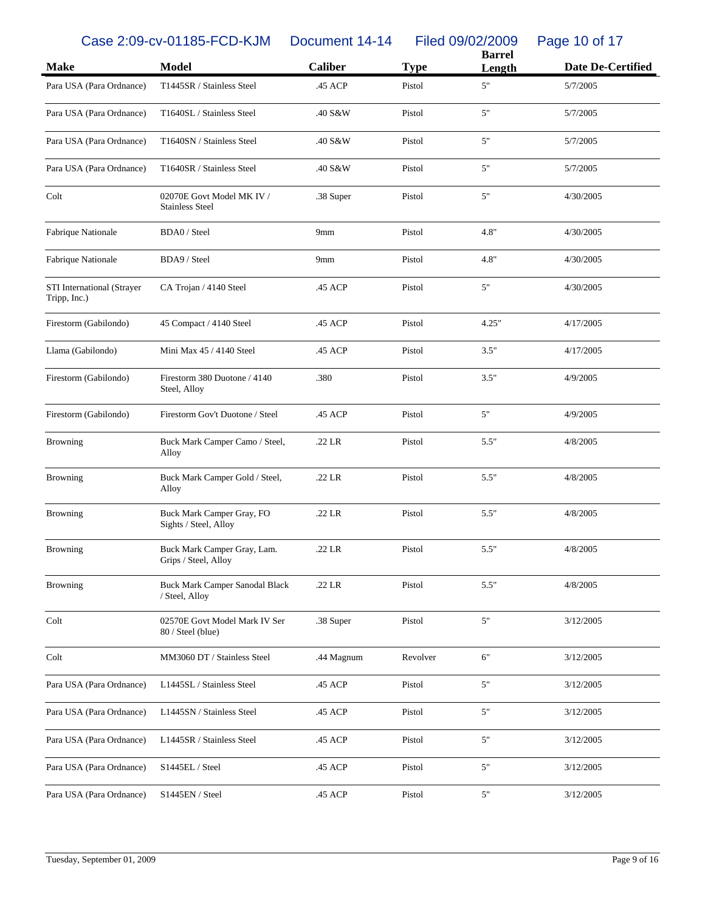| Make | Model | Caliber | Type | Barrel Length | Date De-Certified |
|---|---|---|---|---|---|
| Para USA (Para Ordnance) | T1445SR / Stainless Steel | .45 ACP | Pistol | 5" | 5/7/2005 |
| Para USA (Para Ordnance) | T1640SL / Stainless Steel | .40 S&W | Pistol | 5" | 5/7/2005 |
| Para USA (Para Ordnance) | T1640SN / Stainless Steel | .40 S&W | Pistol | 5" | 5/7/2005 |
| Para USA (Para Ordnance) | T1640SR / Stainless Steel | .40 S&W | Pistol | 5" | 5/7/2005 |
| Colt | 02070E Govt Model MK IV / Stainless Steel | .38 Super | Pistol | 5" | 4/30/2005 |
| Fabrique Nationale | BDA0 / Steel | 9mm | Pistol | 4.8" | 4/30/2005 |
| Fabrique Nationale | BDA9 / Steel | 9mm | Pistol | 4.8" | 4/30/2005 |
| STI International (Strayer Tripp, Inc.) | CA Trojan / 4140 Steel | .45 ACP | Pistol | 5" | 4/30/2005 |
| Firestorm (Gabilondo) | 45 Compact / 4140 Steel | .45 ACP | Pistol | 4.25" | 4/17/2005 |
| Llama (Gabilondo) | Mini Max 45 / 4140 Steel | .45 ACP | Pistol | 3.5" | 4/17/2005 |
| Firestorm (Gabilondo) | Firestorm 380 Duotone / 4140 Steel, Alloy | .380 | Pistol | 3.5" | 4/9/2005 |
| Firestorm (Gabilondo) | Firestorm Gov't Duotone / Steel | .45 ACP | Pistol | 5" | 4/9/2005 |
| Browning | Buck Mark Camper Camo / Steel, Alloy | .22 LR | Pistol | 5.5" | 4/8/2005 |
| Browning | Buck Mark Camper Gold / Steel, Alloy | .22 LR | Pistol | 5.5" | 4/8/2005 |
| Browning | Buck Mark Camper Gray, FO Sights / Steel, Alloy | .22 LR | Pistol | 5.5" | 4/8/2005 |
| Browning | Buck Mark Camper Gray, Lam. Grips / Steel, Alloy | .22 LR | Pistol | 5.5" | 4/8/2005 |
| Browning | Buck Mark Camper Sanodal Black / Steel, Alloy | .22 LR | Pistol | 5.5" | 4/8/2005 |
| Colt | 02570E Govt Model Mark IV Ser 80 / Steel (blue) | .38 Super | Pistol | 5" | 3/12/2005 |
| Colt | MM3060 DT / Stainless Steel | .44 Magnum | Revolver | 6" | 3/12/2005 |
| Para USA (Para Ordnance) | L1445SL / Stainless Steel | .45 ACP | Pistol | 5" | 3/12/2005 |
| Para USA (Para Ordnance) | L1445SN / Stainless Steel | .45 ACP | Pistol | 5" | 3/12/2005 |
| Para USA (Para Ordnance) | L1445SR / Stainless Steel | .45 ACP | Pistol | 5" | 3/12/2005 |
| Para USA (Para Ordnance) | S1445EL / Steel | .45 ACP | Pistol | 5" | 3/12/2005 |
| Para USA (Para Ordnance) | S1445EN / Steel | .45 ACP | Pistol | 5" | 3/12/2005 |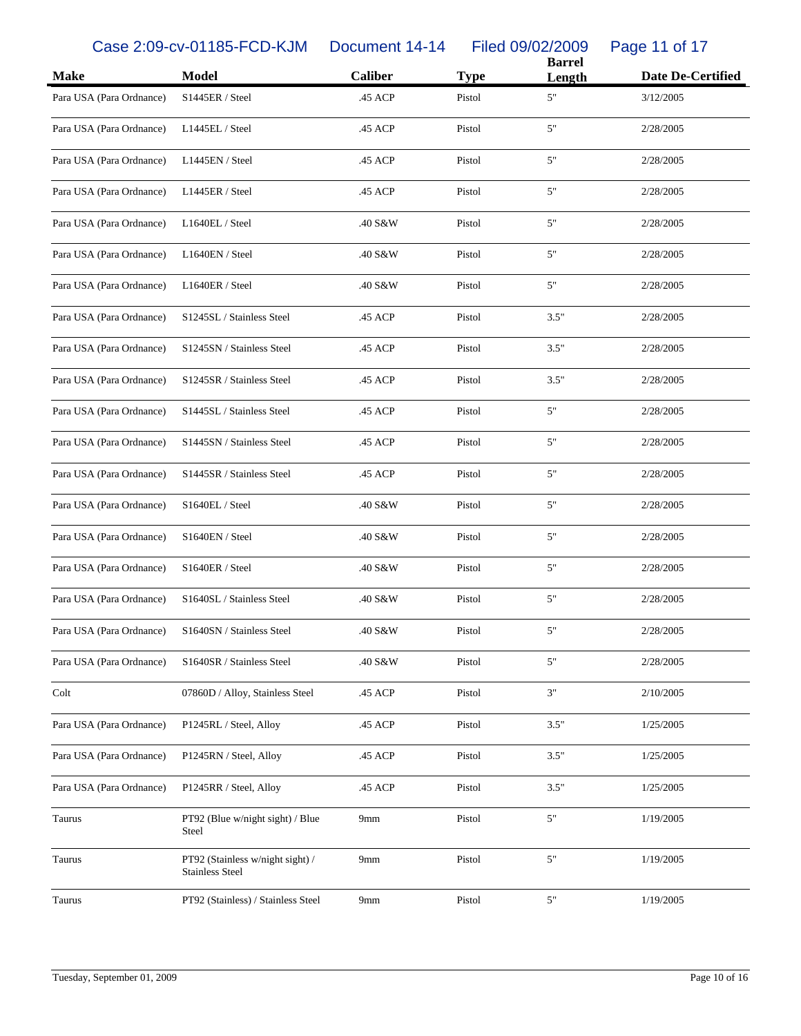| Make | Model | Caliber | Type | Barrel Length | Date De-Certified |
|---|---|---|---|---|---|
| Para USA (Para Ordnance) | S1445ER / Steel | .45 ACP | Pistol | 5" | 3/12/2005 |
| Para USA (Para Ordnance) | L1445EL / Steel | .45 ACP | Pistol | 5" | 2/28/2005 |
| Para USA (Para Ordnance) | L1445EN / Steel | .45 ACP | Pistol | 5" | 2/28/2005 |
| Para USA (Para Ordnance) | L1445ER / Steel | .45 ACP | Pistol | 5" | 2/28/2005 |
| Para USA (Para Ordnance) | L1640EL / Steel | .40 S&W | Pistol | 5" | 2/28/2005 |
| Para USA (Para Ordnance) | L1640EN / Steel | .40 S&W | Pistol | 5" | 2/28/2005 |
| Para USA (Para Ordnance) | L1640ER / Steel | .40 S&W | Pistol | 5" | 2/28/2005 |
| Para USA (Para Ordnance) | S1245SL / Stainless Steel | .45 ACP | Pistol | 3.5" | 2/28/2005 |
| Para USA (Para Ordnance) | S1245SN / Stainless Steel | .45 ACP | Pistol | 3.5" | 2/28/2005 |
| Para USA (Para Ordnance) | S1245SR / Stainless Steel | .45 ACP | Pistol | 3.5" | 2/28/2005 |
| Para USA (Para Ordnance) | S1445SL / Stainless Steel | .45 ACP | Pistol | 5" | 2/28/2005 |
| Para USA (Para Ordnance) | S1445SN / Stainless Steel | .45 ACP | Pistol | 5" | 2/28/2005 |
| Para USA (Para Ordnance) | S1445SR / Stainless Steel | .45 ACP | Pistol | 5" | 2/28/2005 |
| Para USA (Para Ordnance) | S1640EL / Steel | .40 S&W | Pistol | 5" | 2/28/2005 |
| Para USA (Para Ordnance) | S1640EN / Steel | .40 S&W | Pistol | 5" | 2/28/2005 |
| Para USA (Para Ordnance) | S1640ER / Steel | .40 S&W | Pistol | 5" | 2/28/2005 |
| Para USA (Para Ordnance) | S1640SL / Stainless Steel | .40 S&W | Pistol | 5" | 2/28/2005 |
| Para USA (Para Ordnance) | S1640SN / Stainless Steel | .40 S&W | Pistol | 5" | 2/28/2005 |
| Para USA (Para Ordnance) | S1640SR / Stainless Steel | .40 S&W | Pistol | 5" | 2/28/2005 |
| Colt | 07860D / Alloy, Stainless Steel | .45 ACP | Pistol | 3" | 2/10/2005 |
| Para USA (Para Ordnance) | P1245RL / Steel, Alloy | .45 ACP | Pistol | 3.5" | 1/25/2005 |
| Para USA (Para Ordnance) | P1245RN / Steel, Alloy | .45 ACP | Pistol | 3.5" | 1/25/2005 |
| Para USA (Para Ordnance) | P1245RR / Steel, Alloy | .45 ACP | Pistol | 3.5" | 1/25/2005 |
| Taurus | PT92 (Blue w/night sight) / Blue Steel | 9mm | Pistol | 5" | 1/19/2005 |
| Taurus | PT92 (Stainless w/night sight) / Stainless Steel | 9mm | Pistol | 5" | 1/19/2005 |
| Taurus | PT92 (Stainless) / Stainless Steel | 9mm | Pistol | 5" | 1/19/2005 |

Tuesday, September 01, 2009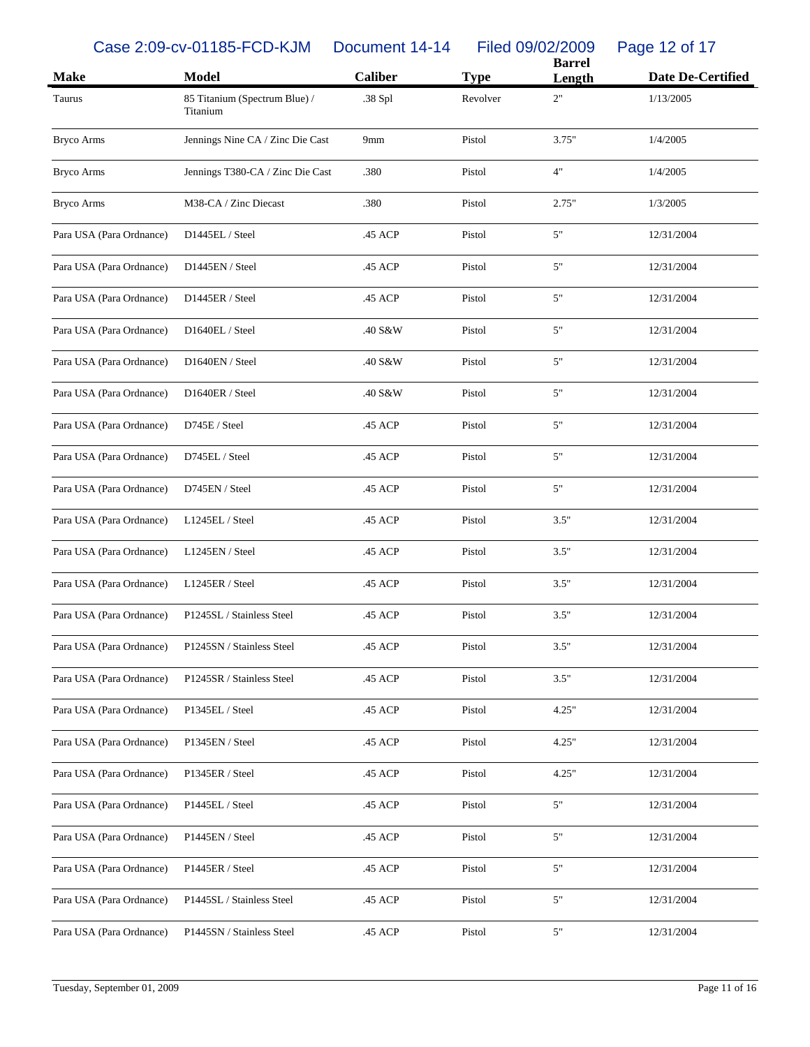| Make | Model | Caliber | Type | Barrel Length | Date De-Certified |
|---|---|---|---|---|---|
| Taurus | 85 Titanium (Spectrum Blue) / Titanium | .38 Spl | Revolver | 2" | 1/13/2005 |
| Bryco Arms | Jennings Nine CA / Zinc Die Cast | 9mm | Pistol | 3.75" | 1/4/2005 |
| Bryco Arms | Jennings T380-CA / Zinc Die Cast | .380 | Pistol | 4" | 1/4/2005 |
| Bryco Arms | M38-CA / Zinc Diecast | .380 | Pistol | 2.75" | 1/3/2005 |
| Para USA (Para Ordnance) | D1445EL / Steel | .45 ACP | Pistol | 5" | 12/31/2004 |
| Para USA (Para Ordnance) | D1445EN / Steel | .45 ACP | Pistol | 5" | 12/31/2004 |
| Para USA (Para Ordnance) | D1445ER / Steel | .45 ACP | Pistol | 5" | 12/31/2004 |
| Para USA (Para Ordnance) | D1640EL / Steel | .40 S&W | Pistol | 5" | 12/31/2004 |
| Para USA (Para Ordnance) | D1640EN / Steel | .40 S&W | Pistol | 5" | 12/31/2004 |
| Para USA (Para Ordnance) | D1640ER / Steel | .40 S&W | Pistol | 5" | 12/31/2004 |
| Para USA (Para Ordnance) | D745E / Steel | .45 ACP | Pistol | 5" | 12/31/2004 |
| Para USA (Para Ordnance) | D745EL / Steel | .45 ACP | Pistol | 5" | 12/31/2004 |
| Para USA (Para Ordnance) | D745EN / Steel | .45 ACP | Pistol | 5" | 12/31/2004 |
| Para USA (Para Ordnance) | L1245EL / Steel | .45 ACP | Pistol | 3.5" | 12/31/2004 |
| Para USA (Para Ordnance) | L1245EN / Steel | .45 ACP | Pistol | 3.5" | 12/31/2004 |
| Para USA (Para Ordnance) | L1245ER / Steel | .45 ACP | Pistol | 3.5" | 12/31/2004 |
| Para USA (Para Ordnance) | P1245SL / Stainless Steel | .45 ACP | Pistol | 3.5" | 12/31/2004 |
| Para USA (Para Ordnance) | P1245SN / Stainless Steel | .45 ACP | Pistol | 3.5" | 12/31/2004 |
| Para USA (Para Ordnance) | P1245SR / Stainless Steel | .45 ACP | Pistol | 3.5" | 12/31/2004 |
| Para USA (Para Ordnance) | P1345EL / Steel | .45 ACP | Pistol | 4.25" | 12/31/2004 |
| Para USA (Para Ordnance) | P1345EN / Steel | .45 ACP | Pistol | 4.25" | 12/31/2004 |
| Para USA (Para Ordnance) | P1345ER / Steel | .45 ACP | Pistol | 4.25" | 12/31/2004 |
| Para USA (Para Ordnance) | P1445EL / Steel | .45 ACP | Pistol | 5" | 12/31/2004 |
| Para USA (Para Ordnance) | P1445EN / Steel | .45 ACP | Pistol | 5" | 12/31/2004 |
| Para USA (Para Ordnance) | P1445ER / Steel | .45 ACP | Pistol | 5" | 12/31/2004 |
| Para USA (Para Ordnance) | P1445SL / Stainless Steel | .45 ACP | Pistol | 5" | 12/31/2004 |
| Para USA (Para Ordnance) | P1445SN / Stainless Steel | .45 ACP | Pistol | 5" | 12/31/2004 |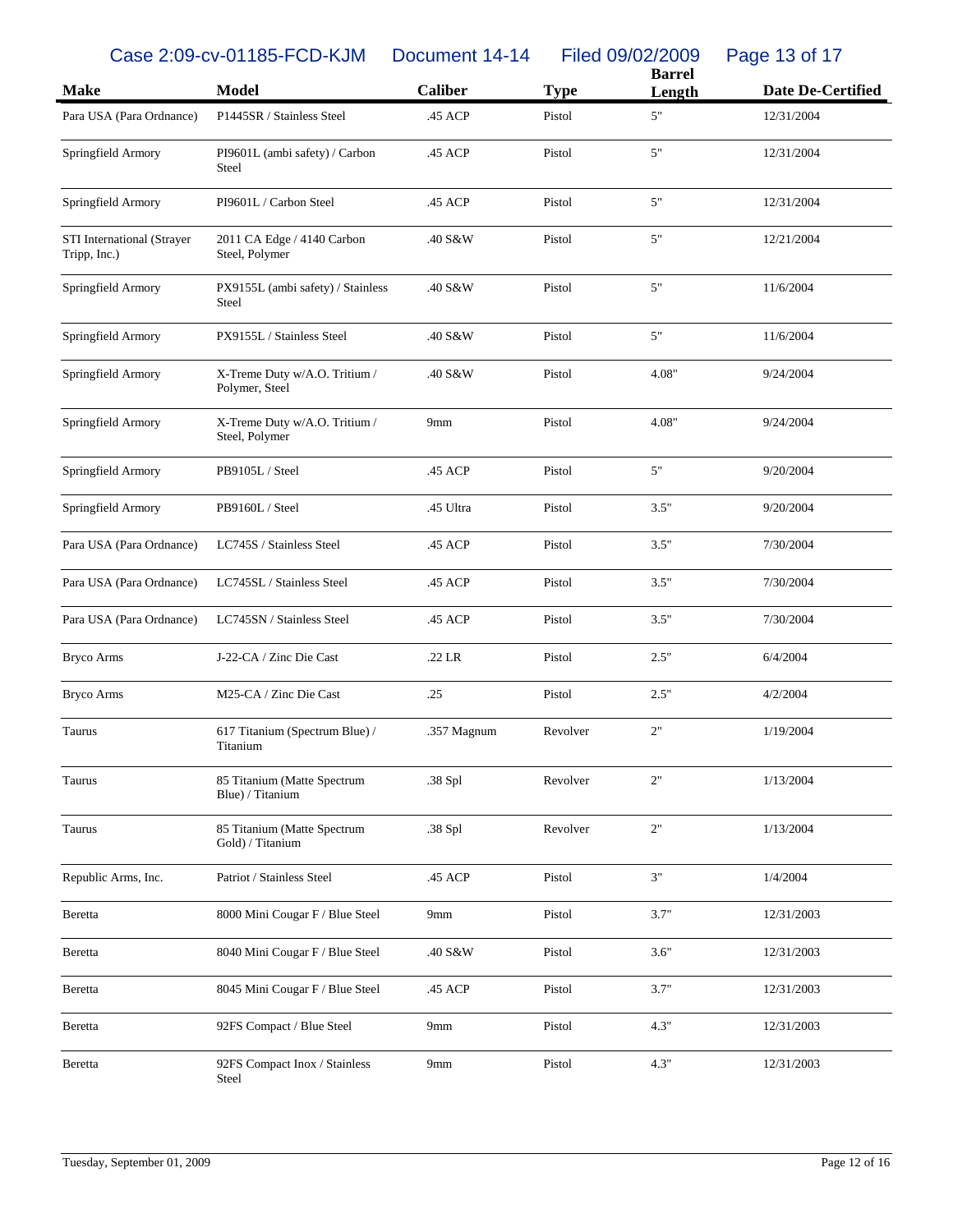| Make | Model | Caliber | Type | Barrel Length | Date De-Certified |
| --- | --- | --- | --- | --- | --- |
| Para USA (Para Ordnance) | P1445SR / Stainless Steel | .45 ACP | Pistol | 5" | 12/31/2004 |
| Springfield Armory | PI9601L (ambi safety) / Carbon Steel | .45 ACP | Pistol | 5" | 12/31/2004 |
| Springfield Armory | PI9601L / Carbon Steel | .45 ACP | Pistol | 5" | 12/31/2004 |
| STI International (Strayer Tripp, Inc.) | 2011 CA Edge / 4140 Carbon Steel, Polymer | .40 S&W | Pistol | 5" | 12/21/2004 |
| Springfield Armory | PX9155L (ambi safety) / Stainless Steel | .40 S&W | Pistol | 5" | 11/6/2004 |
| Springfield Armory | PX9155L / Stainless Steel | .40 S&W | Pistol | 5" | 11/6/2004 |
| Springfield Armory | X-Treme Duty w/A.O. Tritium / Polymer, Steel | .40 S&W | Pistol | 4.08" | 9/24/2004 |
| Springfield Armory | X-Treme Duty w/A.O. Tritium / Steel, Polymer | 9mm | Pistol | 4.08" | 9/24/2004 |
| Springfield Armory | PB9105L / Steel | .45 ACP | Pistol | 5" | 9/20/2004 |
| Springfield Armory | PB9160L / Steel | .45 Ultra | Pistol | 3.5" | 9/20/2004 |
| Para USA (Para Ordnance) | LC745S / Stainless Steel | .45 ACP | Pistol | 3.5" | 7/30/2004 |
| Para USA (Para Ordnance) | LC745SL / Stainless Steel | .45 ACP | Pistol | 3.5" | 7/30/2004 |
| Para USA (Para Ordnance) | LC745SN / Stainless Steel | .45 ACP | Pistol | 3.5" | 7/30/2004 |
| Bryco Arms | J-22-CA / Zinc Die Cast | .22 LR | Pistol | 2.5" | 6/4/2004 |
| Bryco Arms | M25-CA / Zinc Die Cast | .25 | Pistol | 2.5" | 4/2/2004 |
| Taurus | 617 Titanium (Spectrum Blue) / Titanium | .357 Magnum | Revolver | 2" | 1/19/2004 |
| Taurus | 85 Titanium (Matte Spectrum Blue) / Titanium | .38 Spl | Revolver | 2" | 1/13/2004 |
| Taurus | 85 Titanium (Matte Spectrum Gold) / Titanium | .38 Spl | Revolver | 2" | 1/13/2004 |
| Republic Arms, Inc. | Patriot / Stainless Steel | .45 ACP | Pistol | 3" | 1/4/2004 |
| Beretta | 8000 Mini Cougar F / Blue Steel | 9mm | Pistol | 3.7" | 12/31/2003 |
| Beretta | 8040 Mini Cougar F / Blue Steel | .40 S&W | Pistol | 3.6" | 12/31/2003 |
| Beretta | 8045 Mini Cougar F / Blue Steel | .45 ACP | Pistol | 3.7" | 12/31/2003 |
| Beretta | 92FS Compact / Blue Steel | 9mm | Pistol | 4.3" | 12/31/2003 |
| Beretta | 92FS Compact Inox / Stainless Steel | 9mm | Pistol | 4.3" | 12/31/2003 |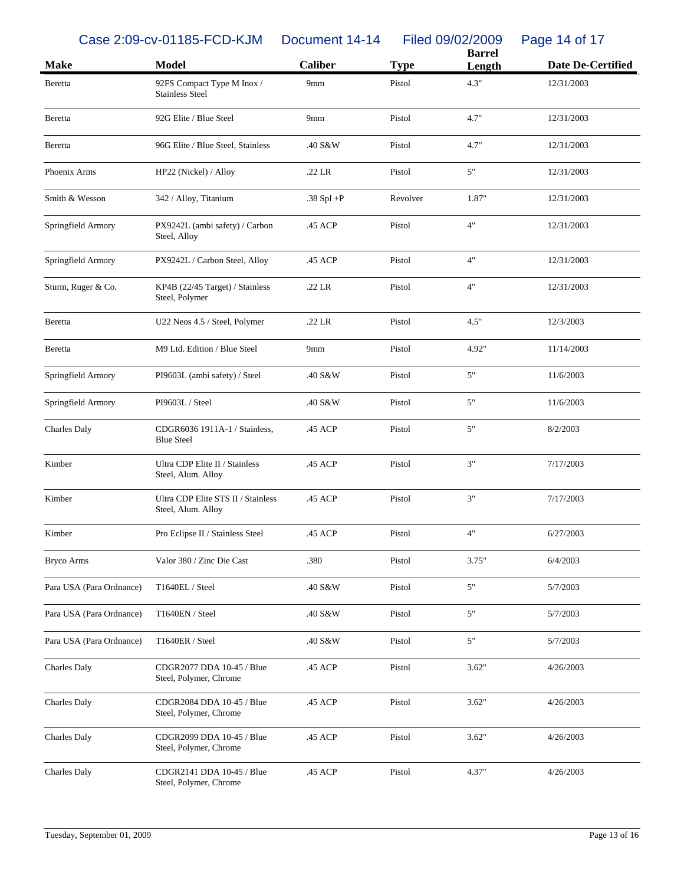| Make | Model | Caliber | Type | Barrel Length | Date De-Certified |
|---|---|---|---|---|---|
| Beretta | 92FS Compact Type M Inox / Stainless Steel | 9mm | Pistol | 4.3" | 12/31/2003 |
| Beretta | 92G Elite / Blue Steel | 9mm | Pistol | 4.7" | 12/31/2003 |
| Beretta | 96G Elite / Blue Steel, Stainless | .40 S&W | Pistol | 4.7" | 12/31/2003 |
| Phoenix Arms | HP22 (Nickel) / Alloy | .22 LR | Pistol | 5" | 12/31/2003 |
| Smith & Wesson | 342 / Alloy, Titanium | .38 Spl +P | Revolver | 1.87" | 12/31/2003 |
| Springfield Armory | PX9242L (ambi safety) / Carbon Steel, Alloy | .45 ACP | Pistol | 4" | 12/31/2003 |
| Springfield Armory | PX9242L / Carbon Steel, Alloy | .45 ACP | Pistol | 4" | 12/31/2003 |
| Sturm, Ruger & Co. | KP4B (22/45 Target) / Stainless Steel, Polymer | .22 LR | Pistol | 4" | 12/31/2003 |
| Beretta | U22 Neos 4.5 / Steel, Polymer | .22 LR | Pistol | 4.5" | 12/3/2003 |
| Beretta | M9 Ltd. Edition / Blue Steel | 9mm | Pistol | 4.92" | 11/14/2003 |
| Springfield Armory | PI9603L (ambi safety) / Steel | .40 S&W | Pistol | 5" | 11/6/2003 |
| Springfield Armory | PI9603L / Steel | .40 S&W | Pistol | 5" | 11/6/2003 |
| Charles Daly | CDGR6036 1911A-1 / Stainless, Blue Steel | .45 ACP | Pistol | 5" | 8/2/2003 |
| Kimber | Ultra CDP Elite II / Stainless Steel, Alum. Alloy | .45 ACP | Pistol | 3" | 7/17/2003 |
| Kimber | Ultra CDP Elite STS II / Stainless Steel, Alum. Alloy | .45 ACP | Pistol | 3" | 7/17/2003 |
| Kimber | Pro Eclipse II / Stainless Steel | .45 ACP | Pistol | 4" | 6/27/2003 |
| Bryco Arms | Valor 380 / Zinc Die Cast | .380 | Pistol | 3.75" | 6/4/2003 |
| Para USA (Para Ordnance) | T1640EL / Steel | .40 S&W | Pistol | 5" | 5/7/2003 |
| Para USA (Para Ordnance) | T1640EN / Steel | .40 S&W | Pistol | 5" | 5/7/2003 |
| Para USA (Para Ordnance) | T1640ER / Steel | .40 S&W | Pistol | 5" | 5/7/2003 |
| Charles Daly | CDGR2077 DDA 10-45 / Blue Steel, Polymer, Chrome | .45 ACP | Pistol | 3.62" | 4/26/2003 |
| Charles Daly | CDGR2084 DDA 10-45 / Blue Steel, Polymer, Chrome | .45 ACP | Pistol | 3.62" | 4/26/2003 |
| Charles Daly | CDGR2099 DDA 10-45 / Blue Steel, Polymer, Chrome | .45 ACP | Pistol | 3.62" | 4/26/2003 |
| Charles Daly | CDGR2141 DDA 10-45 / Blue Steel, Polymer, Chrome | .45 ACP | Pistol | 4.37" | 4/26/2003 |

Tuesday, September 01, 2009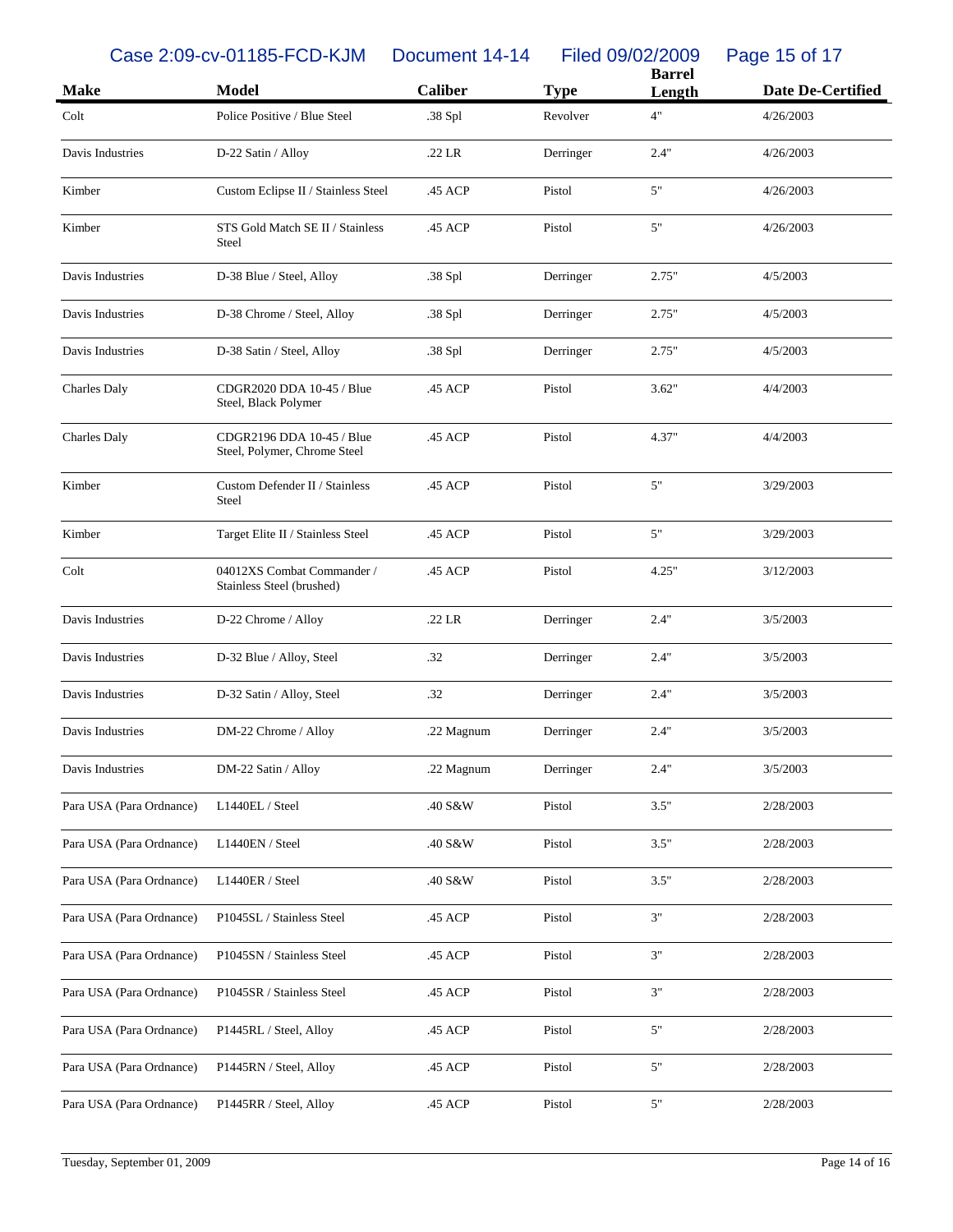| Make | Model | Caliber | Type | Barrel Length | Date De-Certified |
|---|---|---|---|---|---|
| Colt | Police Positive / Blue Steel | .38 Spl | Revolver | 4" | 4/26/2003 |
| Davis Industries | D-22 Satin / Alloy | .22 LR | Derringer | 2.4" | 4/26/2003 |
| Kimber | Custom Eclipse II / Stainless Steel | .45 ACP | Pistol | 5" | 4/26/2003 |
| Kimber | STS Gold Match SE II / Stainless Steel | .45 ACP | Pistol | 5" | 4/26/2003 |
| Davis Industries | D-38 Blue / Steel, Alloy | .38 Spl | Derringer | 2.75" | 4/5/2003 |
| Davis Industries | D-38 Chrome / Steel, Alloy | .38 Spl | Derringer | 2.75" | 4/5/2003 |
| Davis Industries | D-38 Satin / Steel, Alloy | .38 Spl | Derringer | 2.75" | 4/5/2003 |
| Charles Daly | CDGR2020 DDA 10-45 / Blue Steel, Black Polymer | .45 ACP | Pistol | 3.62" | 4/4/2003 |
| Charles Daly | CDGR2196 DDA 10-45 / Blue Steel, Polymer, Chrome Steel | .45 ACP | Pistol | 4.37" | 4/4/2003 |
| Kimber | Custom Defender II / Stainless Steel | .45 ACP | Pistol | 5" | 3/29/2003 |
| Kimber | Target Elite II / Stainless Steel | .45 ACP | Pistol | 5" | 3/29/2003 |
| Colt | 04012XS Combat Commander / Stainless Steel (brushed) | .45 ACP | Pistol | 4.25" | 3/12/2003 |
| Davis Industries | D-22 Chrome / Alloy | .22 LR | Derringer | 2.4" | 3/5/2003 |
| Davis Industries | D-32 Blue / Alloy, Steel | .32 | Derringer | 2.4" | 3/5/2003 |
| Davis Industries | D-32 Satin / Alloy, Steel | .32 | Derringer | 2.4" | 3/5/2003 |
| Davis Industries | DM-22 Chrome / Alloy | .22 Magnum | Derringer | 2.4" | 3/5/2003 |
| Davis Industries | DM-22 Satin / Alloy | .22 Magnum | Derringer | 2.4" | 3/5/2003 |
| Para USA (Para Ordnance) | L1440EL / Steel | .40 S&W | Pistol | 3.5" | 2/28/2003 |
| Para USA (Para Ordnance) | L1440EN / Steel | .40 S&W | Pistol | 3.5" | 2/28/2003 |
| Para USA (Para Ordnance) | L1440ER / Steel | .40 S&W | Pistol | 3.5" | 2/28/2003 |
| Para USA (Para Ordnance) | P1045SL / Stainless Steel | .45 ACP | Pistol | 3" | 2/28/2003 |
| Para USA (Para Ordnance) | P1045SN / Stainless Steel | .45 ACP | Pistol | 3" | 2/28/2003 |
| Para USA (Para Ordnance) | P1045SR / Stainless Steel | .45 ACP | Pistol | 3" | 2/28/2003 |
| Para USA (Para Ordnance) | P1445RL / Steel, Alloy | .45 ACP | Pistol | 5" | 2/28/2003 |
| Para USA (Para Ordnance) | P1445RN / Steel, Alloy | .45 ACP | Pistol | 5" | 2/28/2003 |
| Para USA (Para Ordnance) | P1445RR / Steel, Alloy | .45 ACP | Pistol | 5" | 2/28/2003 |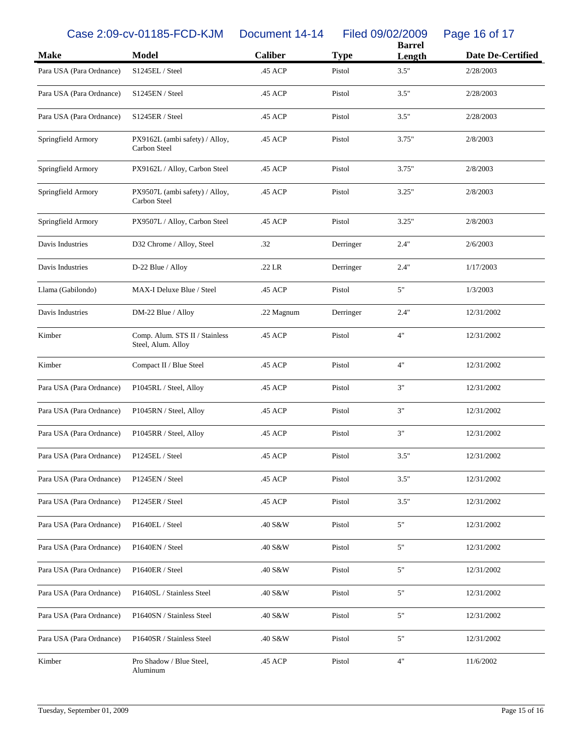| Make | Model | Caliber | Type | Barrel Length | Date De-Certified |
|---|---|---|---|---|---|
| Para USA (Para Ordnance) | S1245EL / Steel | .45 ACP | Pistol | 3.5" | 2/28/2003 |
| Para USA (Para Ordnance) | S1245EN / Steel | .45 ACP | Pistol | 3.5" | 2/28/2003 |
| Para USA (Para Ordnance) | S1245ER / Steel | .45 ACP | Pistol | 3.5" | 2/28/2003 |
| Springfield Armory | PX9162L (ambi safety) / Alloy, Carbon Steel | .45 ACP | Pistol | 3.75" | 2/8/2003 |
| Springfield Armory | PX9162L / Alloy, Carbon Steel | .45 ACP | Pistol | 3.75" | 2/8/2003 |
| Springfield Armory | PX9507L (ambi safety) / Alloy, Carbon Steel | .45 ACP | Pistol | 3.25" | 2/8/2003 |
| Springfield Armory | PX9507L / Alloy, Carbon Steel | .45 ACP | Pistol | 3.25" | 2/8/2003 |
| Davis Industries | D32 Chrome / Alloy, Steel | .32 | Derringer | 2.4" | 2/6/2003 |
| Davis Industries | D-22 Blue / Alloy | .22 LR | Derringer | 2.4" | 1/17/2003 |
| Llama (Gabilondo) | MAX-I Deluxe Blue / Steel | .45 ACP | Pistol | 5" | 1/3/2003 |
| Davis Industries | DM-22 Blue / Alloy | .22 Magnum | Derringer | 2.4" | 12/31/2002 |
| Kimber | Comp. Alum. STS II / Stainless Steel, Alum. Alloy | .45 ACP | Pistol | 4" | 12/31/2002 |
| Kimber | Compact II / Blue Steel | .45 ACP | Pistol | 4" | 12/31/2002 |
| Para USA (Para Ordnance) | P1045RL / Steel, Alloy | .45 ACP | Pistol | 3" | 12/31/2002 |
| Para USA (Para Ordnance) | P1045RN / Steel, Alloy | .45 ACP | Pistol | 3" | 12/31/2002 |
| Para USA (Para Ordnance) | P1045RR / Steel, Alloy | .45 ACP | Pistol | 3" | 12/31/2002 |
| Para USA (Para Ordnance) | P1245EL / Steel | .45 ACP | Pistol | 3.5" | 12/31/2002 |
| Para USA (Para Ordnance) | P1245EN / Steel | .45 ACP | Pistol | 3.5" | 12/31/2002 |
| Para USA (Para Ordnance) | P1245ER / Steel | .45 ACP | Pistol | 3.5" | 12/31/2002 |
| Para USA (Para Ordnance) | P1640EL / Steel | .40 S&W | Pistol | 5" | 12/31/2002 |
| Para USA (Para Ordnance) | P1640EN / Steel | .40 S&W | Pistol | 5" | 12/31/2002 |
| Para USA (Para Ordnance) | P1640ER / Steel | .40 S&W | Pistol | 5" | 12/31/2002 |
| Para USA (Para Ordnance) | P1640SL / Stainless Steel | .40 S&W | Pistol | 5" | 12/31/2002 |
| Para USA (Para Ordnance) | P1640SN / Stainless Steel | .40 S&W | Pistol | 5" | 12/31/2002 |
| Para USA (Para Ordnance) | P1640SR / Stainless Steel | .40 S&W | Pistol | 5" | 12/31/2002 |
| Kimber | Pro Shadow / Blue Steel, Aluminum | .45 ACP | Pistol | 4" | 11/6/2002 |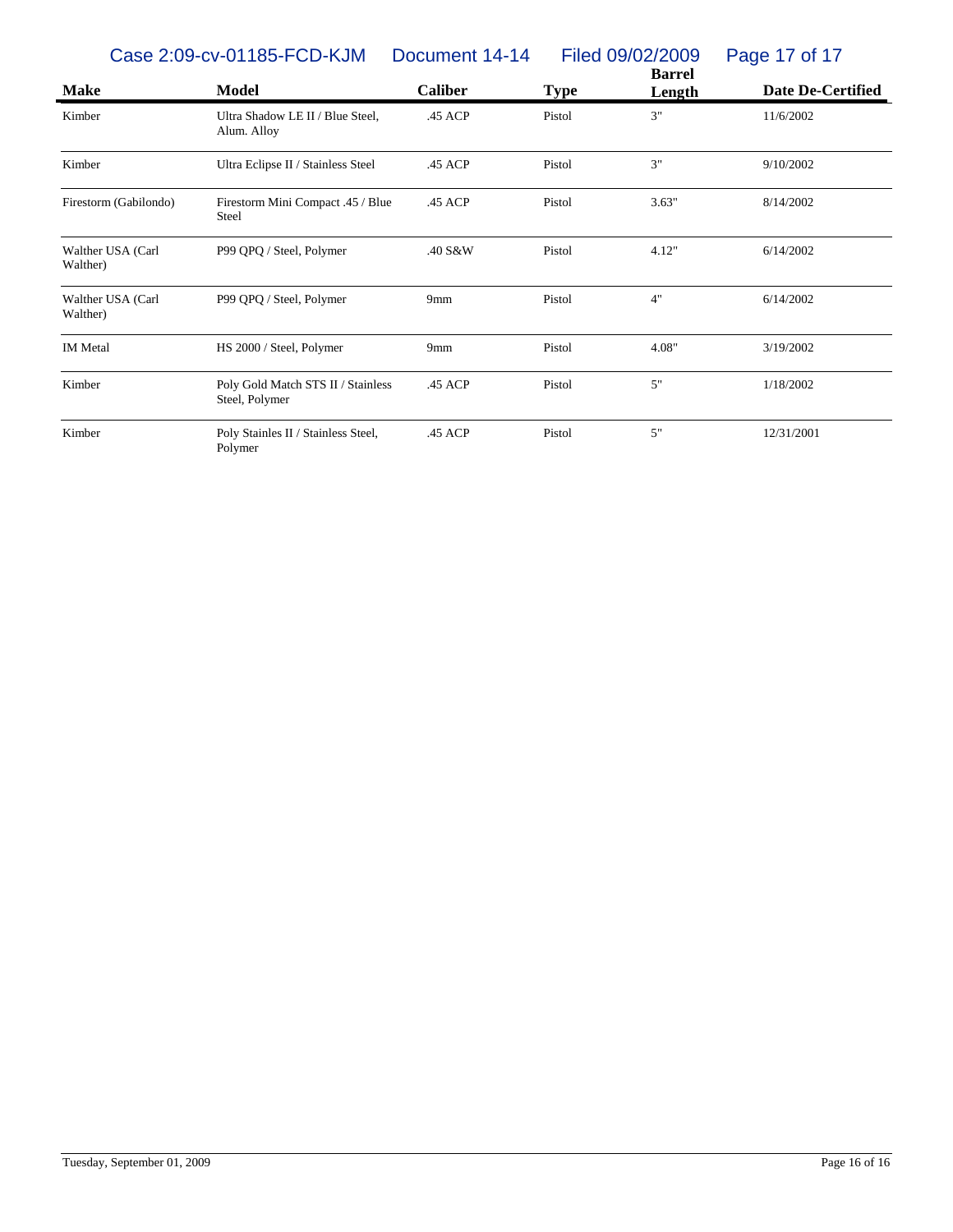| Make | Model | Caliber | Type | Barrel Length | Date De-Certified |
|---|---|---|---|---|---|
| Kimber | Ultra Shadow LE II / Blue Steel, Alum. Alloy | .45 ACP | Pistol | 3" | 11/6/2002 |
| Kimber | Ultra Eclipse II / Stainless Steel | .45 ACP | Pistol | 3" | 9/10/2002 |
| Firestorm (Gabilondo) | Firestorm Mini Compact .45 / Blue Steel | .45 ACP | Pistol | 3.63" | 8/14/2002 |
| Walther USA (Carl Walther) | P99 QPQ / Steel, Polymer | .40 S&W | Pistol | 4.12" | 6/14/2002 |
| Walther USA (Carl Walther) | P99 QPQ / Steel, Polymer | 9mm | Pistol | 4" | 6/14/2002 |
| IM Metal | HS 2000 / Steel, Polymer | 9mm | Pistol | 4.08" | 3/19/2002 |
| Kimber | Poly Gold Match STS II / Stainless Steel, Polymer | .45 ACP | Pistol | 5" | 1/18/2002 |
| Kimber | Poly Stainles II / Stainless Steel, Polymer | .45 ACP | Pistol | 5" | 12/31/2001 |

Tuesday, September 01, 2009